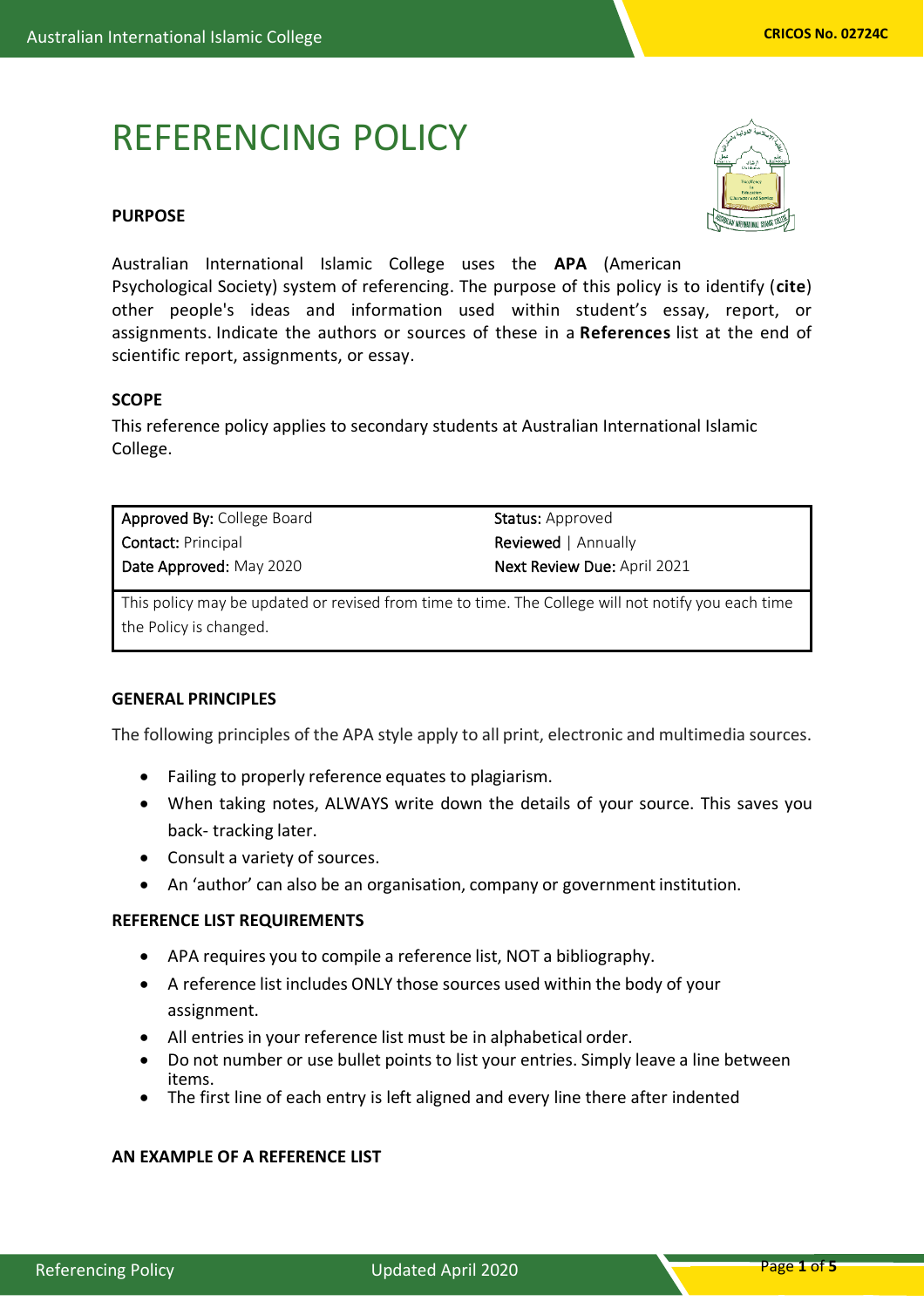# REFERENCING POLICY

## PURPOSE

Australian International Islamic College uses the **APA** (American Psychological Society) system of referencing. The purpose of this policy is to identify (**cite**) other people's ideas and information used within student's essay, report, or assignments. Indicate the authors or sources of these in a **References** list at the end of scientific report, assignments, or essay.

## SCOPE

This reference policy applies to secondary students at Australian International Islamic College.

| | |
|---|---|
| **Approved By:** College Board | **Status:** Approved |
| **Contact:** Principal | **Reviewed** \| Annually |
| **Date Approved:** May 2020 | **Next Review Due:** April 2021 |
| This policy may be updated or revised from time to time. The College will not notify you each time the Policy is changed. | |

## GENERAL PRINCIPLES

The following principles of the APA style apply to all print, electronic and multimedia sources.

- Failing to properly reference equates to plagiarism.
- When taking notes, ALWAYS write down the details of your source. This saves you back- tracking later.
- Consult a variety of sources.
- An 'author' can also be an organisation, company or government institution.

## REFERENCE LIST REQUIREMENTS

- APA requires you to compile a reference list, NOT a bibliography.
- A reference list includes ONLY those sources used within the body of your assignment.
- All entries in your reference list must be in alphabetical order.
- Do not number or use bullet points to list your entries. Simply leave a line between items.
- The first line of each entry is left aligned and every line there after indented

## AN EXAMPLE OF A REFERENCE LIST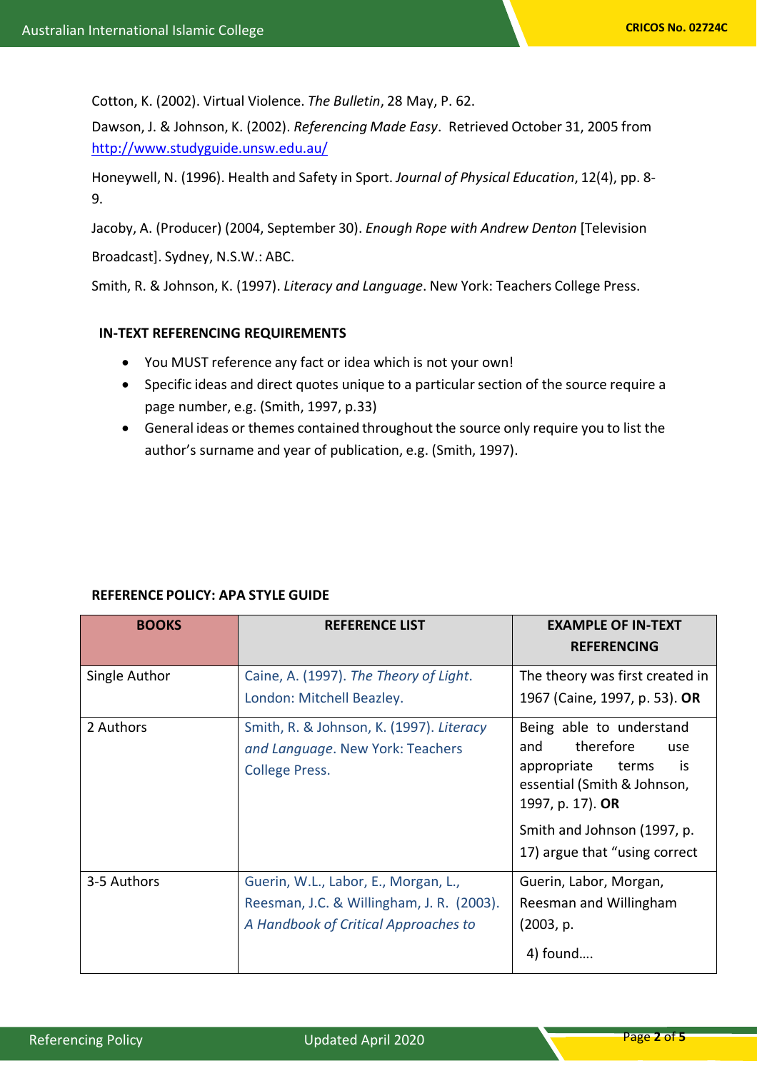Cotton, K. (2002). Virtual Violence. *The Bulletin*, 28 May, P. 62.

Dawson, J. & Johnson, K. (2002). *Referencing Made Easy*. Retrieved October 31, 2005 from http://www.studyguide.unsw.edu.au/

Honeywell, N. (1996). Health and Safety in Sport. *Journal of Physical Education*, 12(4), pp. 8-9.

Jacoby, A. (Producer) (2004, September 30). *Enough Rope with Andrew Denton* [Television Broadcast]. Sydney, N.S.W.: ABC.

Smith, R. & Johnson, K. (1997). *Literacy and Language*. New York: Teachers College Press.

## IN-TEXT REFERENCING REQUIREMENTS

- You MUST reference any fact or idea which is not your own!
- Specific ideas and direct quotes unique to a particular section of the source require a page number, e.g. (Smith, 1997, p.33)
- General ideas or themes contained throughout the source only require you to list the author's surname and year of publication, e.g. (Smith, 1997).

## REFERENCE POLICY: APA STYLE GUIDE

| BOOKS | REFERENCE LIST | EXAMPLE OF IN-TEXT REFERENCING |
|---|---|---|
| Single Author | Caine, A. (1997). *The Theory of Light*. London: Mitchell Beazley. | The theory was first created in 1967 (Caine, 1997, p. 53). **OR** |
| 2 Authors | Smith, R. & Johnson, K. (1997). *Literacy and Language*. New York: Teachers College Press. | Being able to understand and therefore use appropriate terms is essential (Smith & Johnson, 1997, p. 17). **OR** Smith and Johnson (1997, p. 17) argue that "using correct |
| 3-5 Authors | Guerin, W.L., Labor, E., Morgan, L., Reesman, J.C. & Willingham, J. R. (2003). *A Handbook of Critical Approaches to* | Guerin, Labor, Morgan, Reesman and Willingham (2003, p. 4) found…. |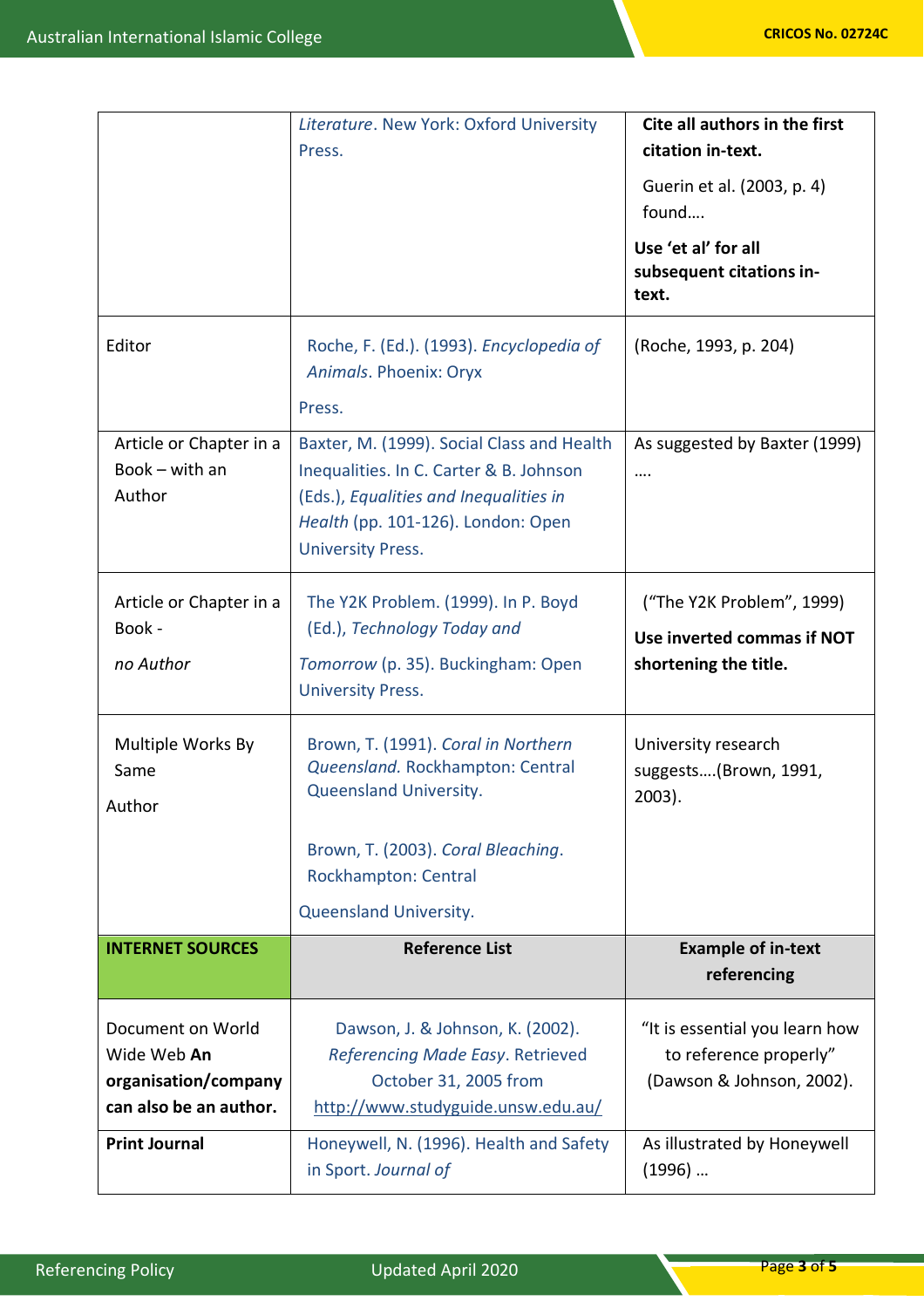| | | |
|---|---|---|
| | *Literature*. New York: Oxford University Press. | **Cite all authors in the first citation in-text.** Guerin et al. (2003, p. 4) found…. **Use 'et al' for all subsequent citations in-text.** |
| Editor | Roche, F. (Ed.). (1993). *Encyclopedia of Animals*. Phoenix: Oryx Press. | (Roche, 1993, p. 204) |
| Article or Chapter in a Book – with an Author | Baxter, M. (1999). Social Class and Health Inequalities. In C. Carter & B. Johnson (Eds.), *Equalities and Inequalities in Health* (pp. 101-126). London: Open University Press. | As suggested by Baxter (1999) …. |
| Article or Chapter in a Book - *no Author* | The Y2K Problem. (1999). In P. Boyd (Ed.), *Technology Today and Tomorrow* (p. 35). Buckingham: Open University Press. | ("The Y2K Problem", 1999) **Use inverted commas if NOT shortening the title.** |
| Multiple Works By Same Author | Brown, T. (1991). *Coral in Northern Queensland*. Rockhampton: Central Queensland University. Brown, T. (2003). *Coral Bleaching*. Rockhampton: Central Queensland University. | University research suggests….(Brown, 1991, 2003). |
| **INTERNET SOURCES** | **Reference List** | **Example of in-text referencing** |
| Document on World Wide Web **An organisation/company can also be an author.** | Dawson, J. & Johnson, K. (2002). *Referencing Made Easy*. Retrieved October 31, 2005 from http://www.studyguide.unsw.edu.au/ | "It is essential you learn how to reference properly" (Dawson & Johnson, 2002). |
| **Print Journal** | Honeywell, N. (1996). Health and Safety in Sport. *Journal of* | As illustrated by Honeywell (1996) … |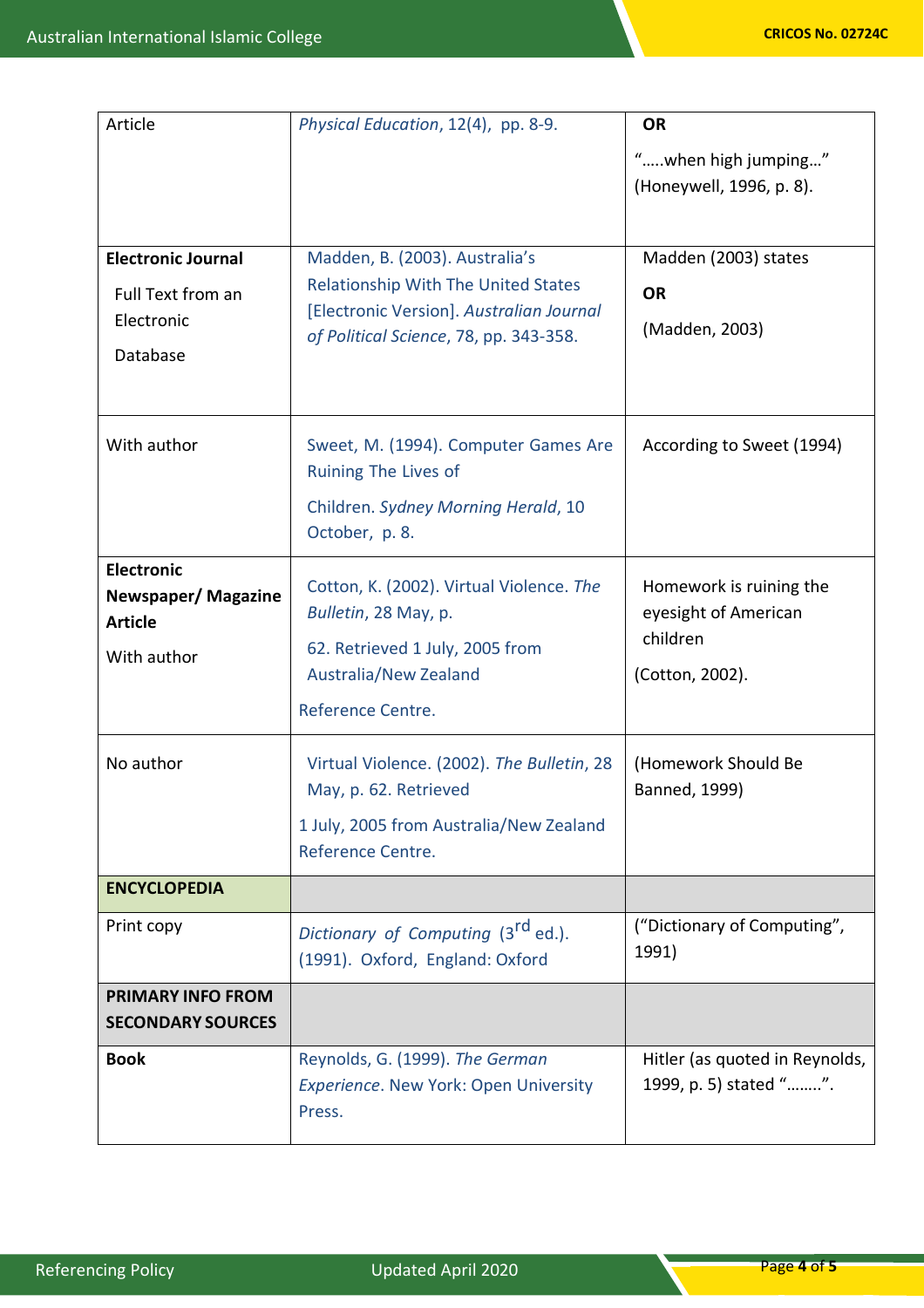| | | |
|---|---|---|
| Article | *Physical Education*, 12(4), pp. 8-9. | **OR**<br>“…..when high jumping…” (Honeywell, 1996, p. 8). |
| **Electronic Journal**<br>Full Text from an Electronic Database | Madden, B. (2003). Australia’s Relationship With The United States [Electronic Version]. *Australian Journal of Political Science*, 78, pp. 343-358. | Madden (2003) states<br>**OR**<br>(Madden, 2003) |
| With author | Sweet, M. (1994). Computer Games Are Ruining The Lives of Children. *Sydney Morning Herald*, 10 October, p. 8. | According to Sweet (1994) |
| **Electronic Newspaper/ Magazine Article**<br>With author | Cotton, K. (2002). Virtual Violence. *The Bulletin*, 28 May, p. 62. Retrieved 1 July, 2005 from Australia/New Zealand Reference Centre. | Homework is ruining the eyesight of American children<br>(Cotton, 2002). |
| No author | Virtual Violence. (2002). *The Bulletin*, 28 May, p. 62. Retrieved 1 July, 2005 from Australia/New Zealand Reference Centre. | (Homework Should Be Banned, 1999) |
| **ENCYCLOPEDIA** | | |
| Print copy | *Dictionary of Computing* (3rd ed.). (1991). Oxford, England: Oxford | (“Dictionary of Computing”, 1991) |
| **PRIMARY INFO FROM SECONDARY SOURCES** | | |
| **Book** | Reynolds, G. (1999). *The German Experience*. New York: Open University Press. | Hitler (as quoted in Reynolds, 1999, p. 5) stated “……..”. |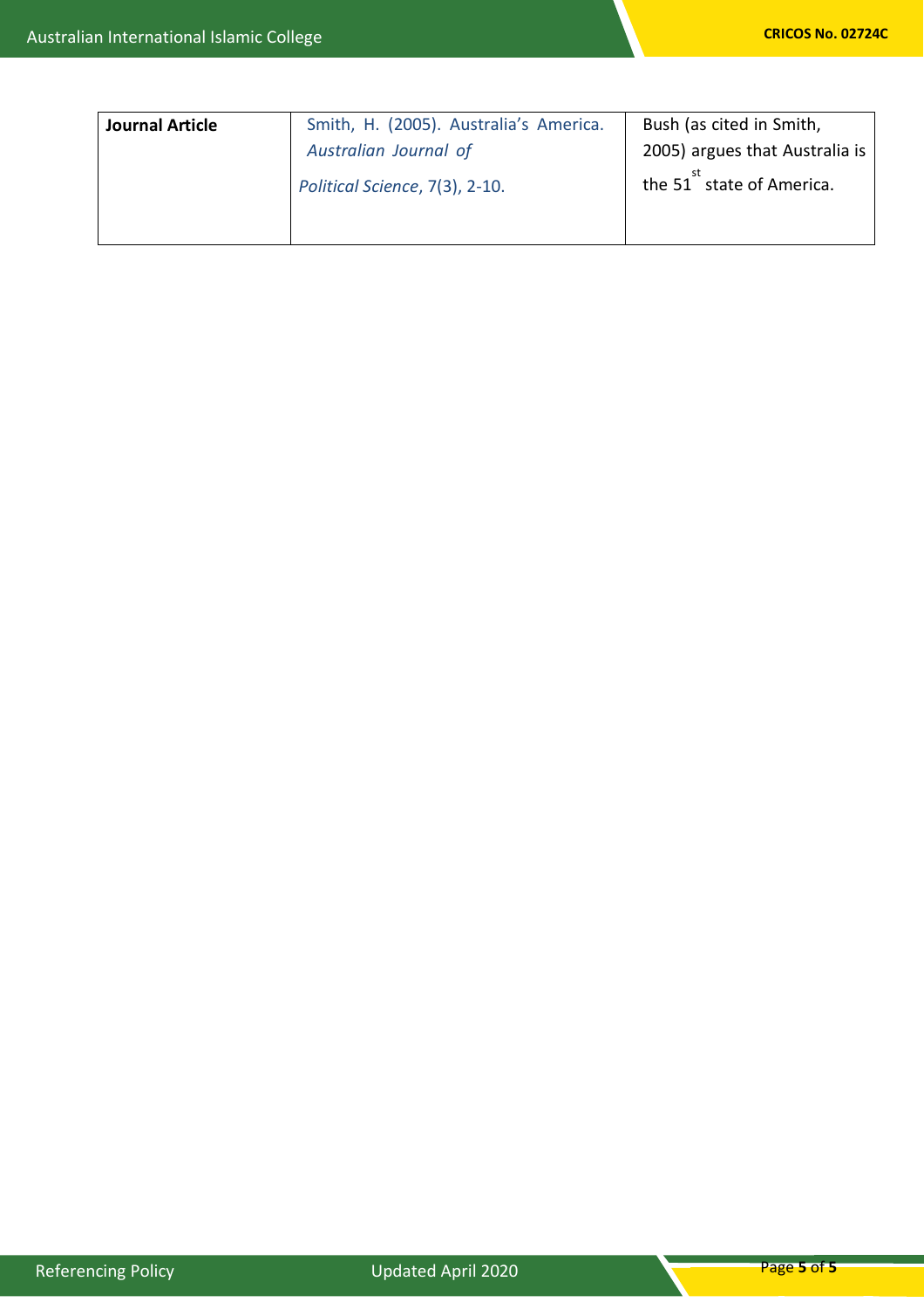| | | |
|---|---|---|
| **Journal Article** | Smith, H. (2005). Australia's America. *Australian Journal of Political Science*, 7(3), 2-10. | Bush (as cited in Smith, 2005) argues that Australia is the 51st state of America. |